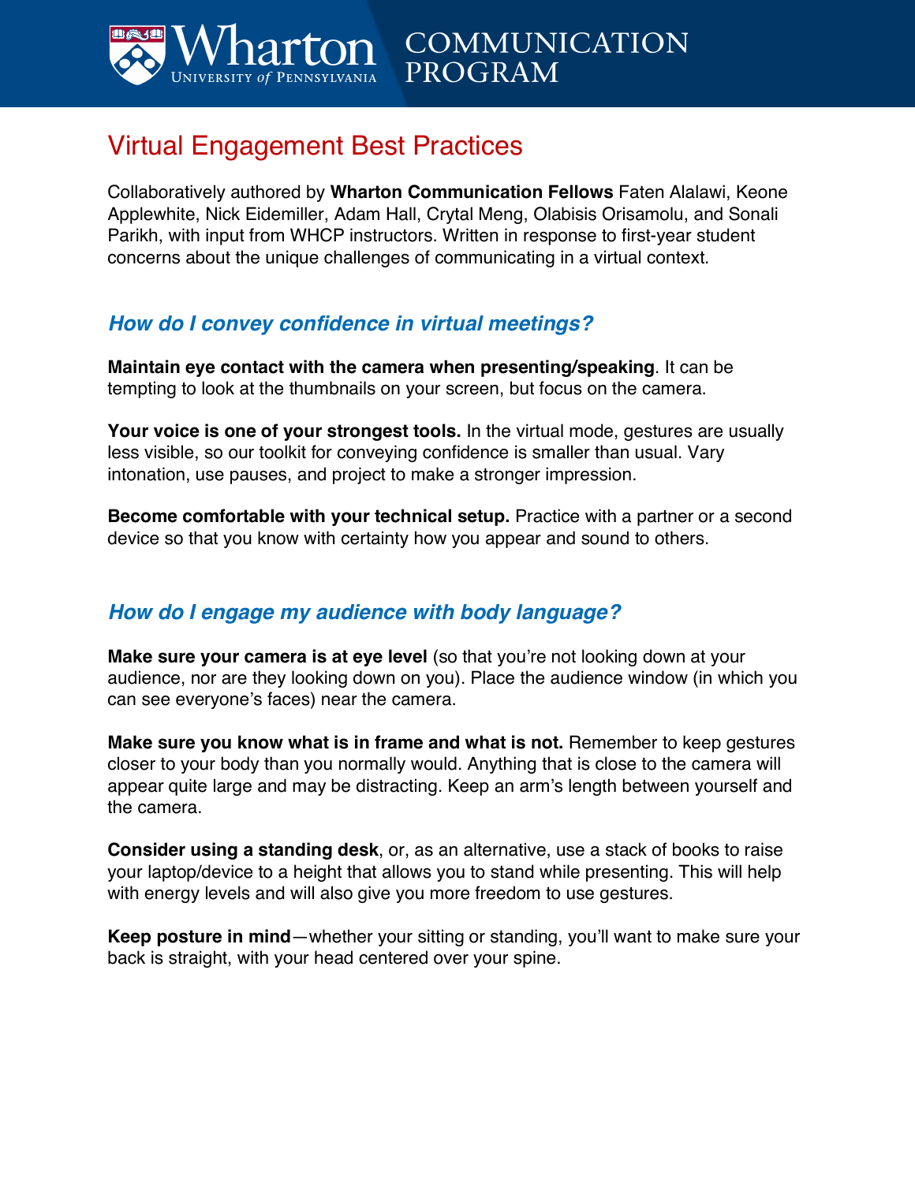# Virtual Engagement Best Practices

Collaboratively authored by **Wharton Communication Fellows** Faten Alalawi, Keone Applewhite, Nick Eidemiller, Adam Hall, Crytal Meng, Olabisis Orisamolu, and Sonali Parikh, with input from WHCP instructors. Written in response to first-year student concerns about the unique challenges of communicating in a virtual context.

## *How do I convey confidence in virtual meetings?*

**Maintain eye contact with the camera when presenting/speaking**. It can be tempting to look at the thumbnails on your screen, but focus on the camera.

**Your voice is one of your strongest tools.** In the virtual mode, gestures are usually less visible, so our toolkit for conveying confidence is smaller than usual. Vary intonation, use pauses, and project to make a stronger impression.

**Become comfortable with your technical setup.** Practice with a partner or a second device so that you know with certainty how you appear and sound to others.

## *How do I engage my audience with body language?*

**Make sure your camera is at eye level** (so that you're not looking down at your audience, nor are they looking down on you). Place the audience window (in which you can see everyone's faces) near the camera.

**Make sure you know what is in frame and what is not.** Remember to keep gestures closer to your body than you normally would. Anything that is close to the camera will appear quite large and may be distracting. Keep an arm's length between yourself and the camera.

**Consider using a standing desk**, or, as an alternative, use a stack of books to raise your laptop/device to a height that allows you to stand while presenting. This will help with energy levels and will also give you more freedom to use gestures.

**Keep posture in mind**—whether your sitting or standing, you'll want to make sure your back is straight, with your head centered over your spine.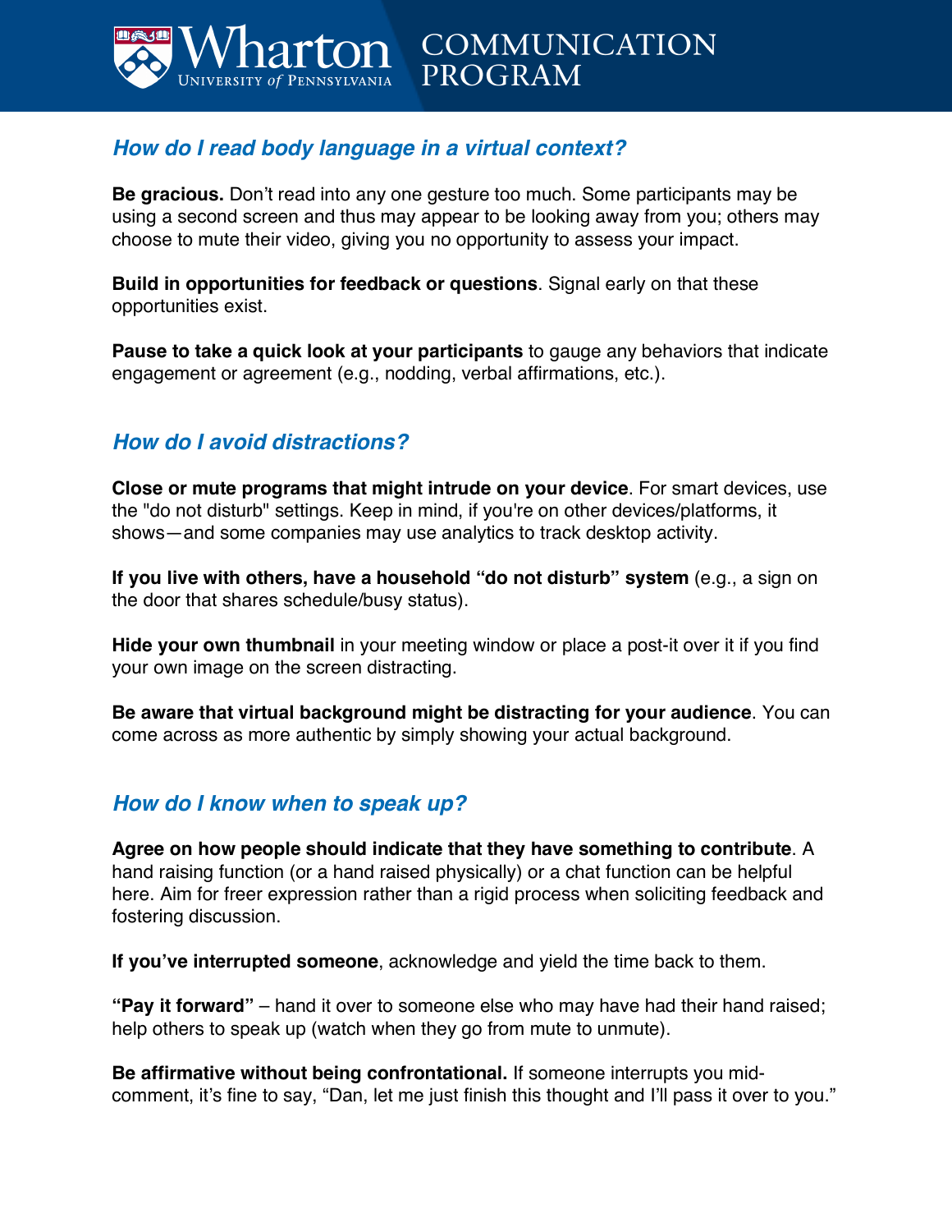## *How do I read body language in a virtual context?*

**Be gracious.** Don't read into any one gesture too much. Some participants may be using a second screen and thus may appear to be looking away from you; others may choose to mute their video, giving you no opportunity to assess your impact.

**Build in opportunities for feedback or questions**. Signal early on that these opportunities exist.

**Pause to take a quick look at your participants** to gauge any behaviors that indicate engagement or agreement (e.g., nodding, verbal affirmations, etc.).

## *How do I avoid distractions?*

**Close or mute programs that might intrude on your device**. For smart devices, use the "do not disturb" settings. Keep in mind, if you're on other devices/platforms, it shows—and some companies may use analytics to track desktop activity.

**If you live with others, have a household "do not disturb" system** (e.g., a sign on the door that shares schedule/busy status).

**Hide your own thumbnail** in your meeting window or place a post-it over it if you find your own image on the screen distracting.

**Be aware that virtual background might be distracting for your audience**. You can come across as more authentic by simply showing your actual background.

## *How do I know when to speak up?*

**Agree on how people should indicate that they have something to contribute**. A hand raising function (or a hand raised physically) or a chat function can be helpful here. Aim for freer expression rather than a rigid process when soliciting feedback and fostering discussion.

**If you've interrupted someone**, acknowledge and yield the time back to them.

**"Pay it forward"** – hand it over to someone else who may have had their hand raised; help others to speak up (watch when they go from mute to unmute).

**Be affirmative without being confrontational.** If someone interrupts you mid-comment, it's fine to say, "Dan, let me just finish this thought and I'll pass it over to you."